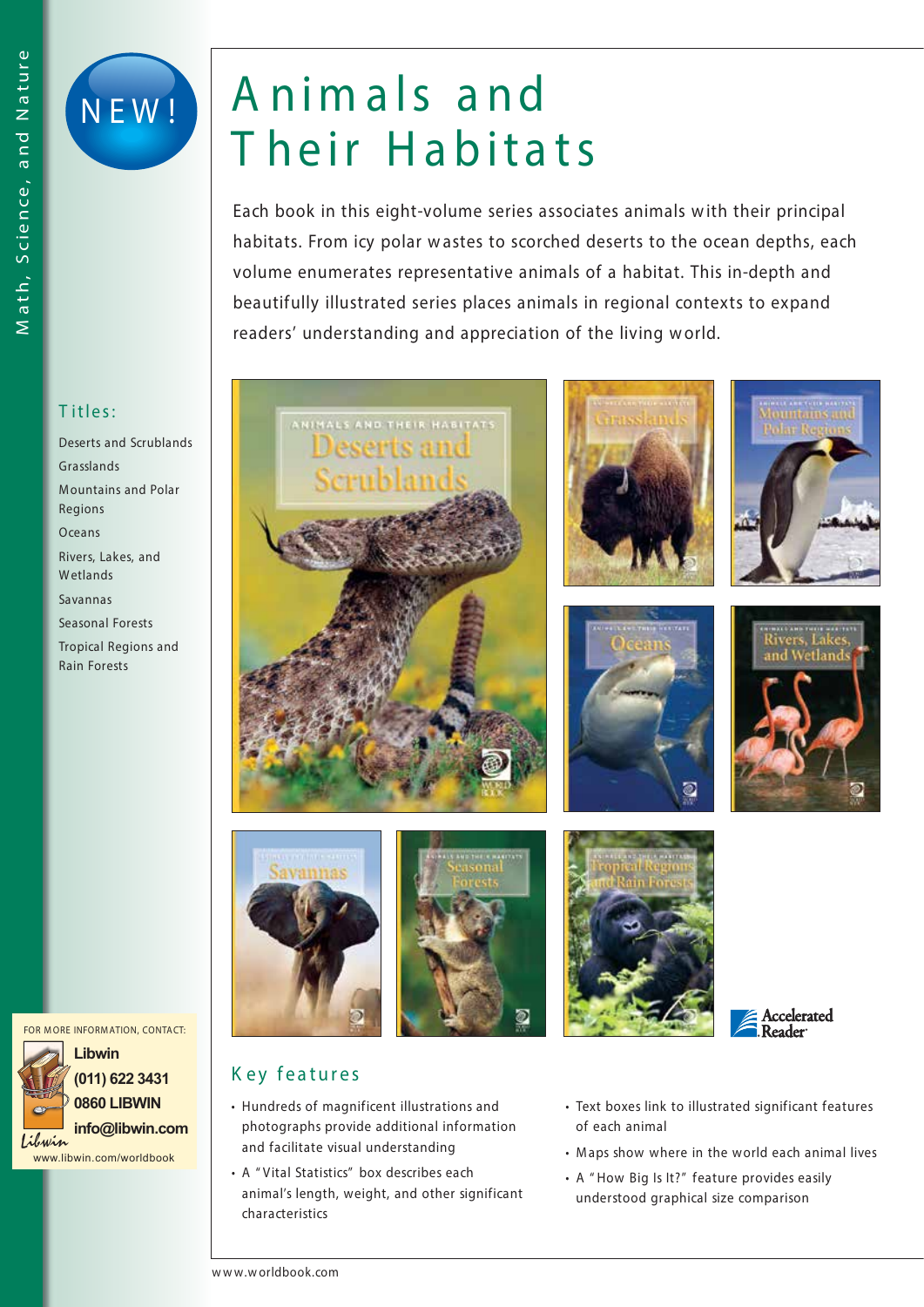Math, Science, and Nature

NEW!

# Animals and Their Habitats

Each book in this eight-volume series associates animals with their principal habitats. From icy polar wastes to scorched deserts to the ocean depths, each volume enumerates representative animals of a habitat. This in-depth and beautifully illustrated series places animals in regional contexts to expand readers' understanding and appreciation of the living world.

## Titles:

- Deserts and Scrublands
- Grasslands
- Mountains and Polar Regions
- Oceans
- Rivers, Lakes, and Wetlands
- Savannas
- Seasonal Forests
- Tropical Regions and Rain Forests

## Key features

- Hundreds of magnificent illustrations and photographs provide additional information and facilitate visual understanding
- A "Vital Statistics" box describes each animal's length, weight, and other significant characteristics
- Text boxes link to illustrated significant features of each animal
- Maps show where in the world each animal lives
- A "How Big Is It?" feature provides easily understood graphical size comparison

Accelerated Reader

FOR MORE INFORMATION, CONTACT:

**Libwin**
**(011) 622 3431**
**0860 LIBWIN**
**info@libwin.com**
www.libwin.com/worldbook

www.worldbook.com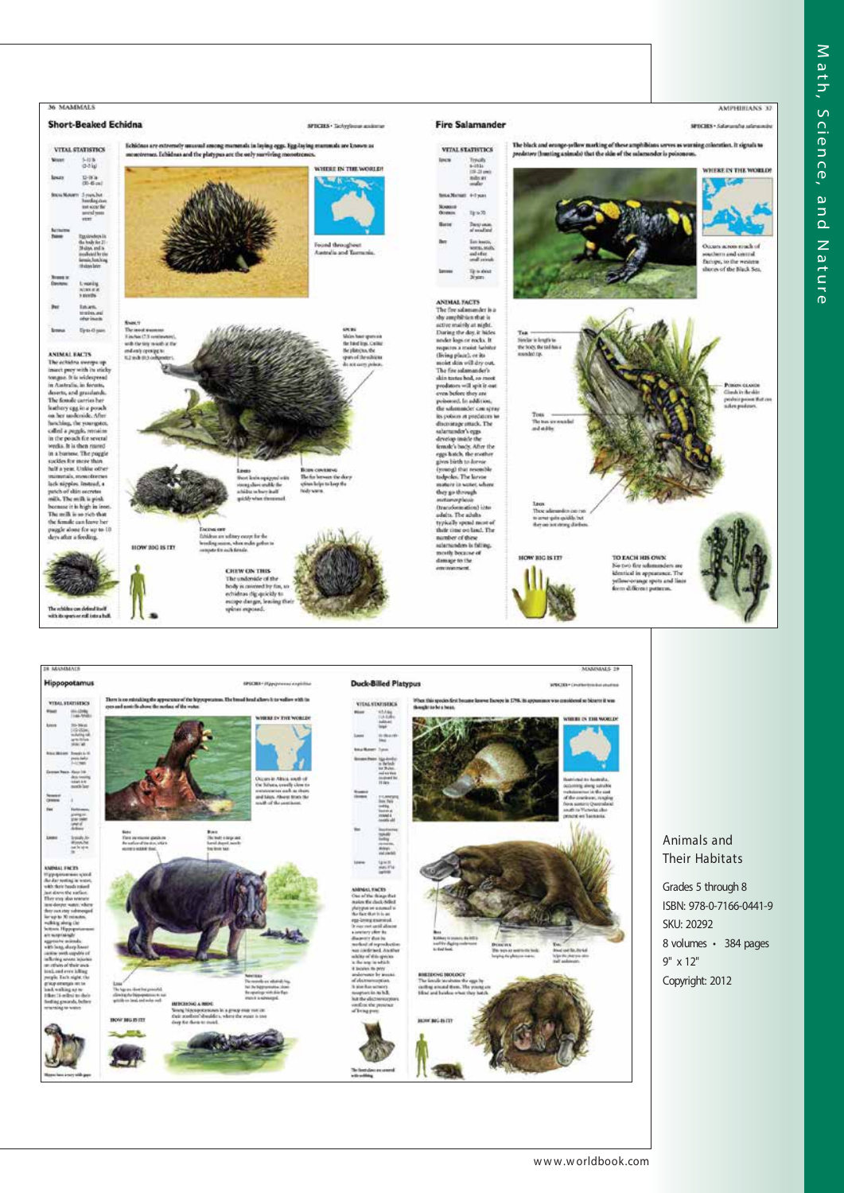Math, Science, and Nature

## Animals and Their Habitats

Grades 5 through 8

ISBN: 978-0-7166-0441-9

SKU: 20292

8 volumes • 384 pages

9" x 12"

Copyright: 2012

www.worldbook.com